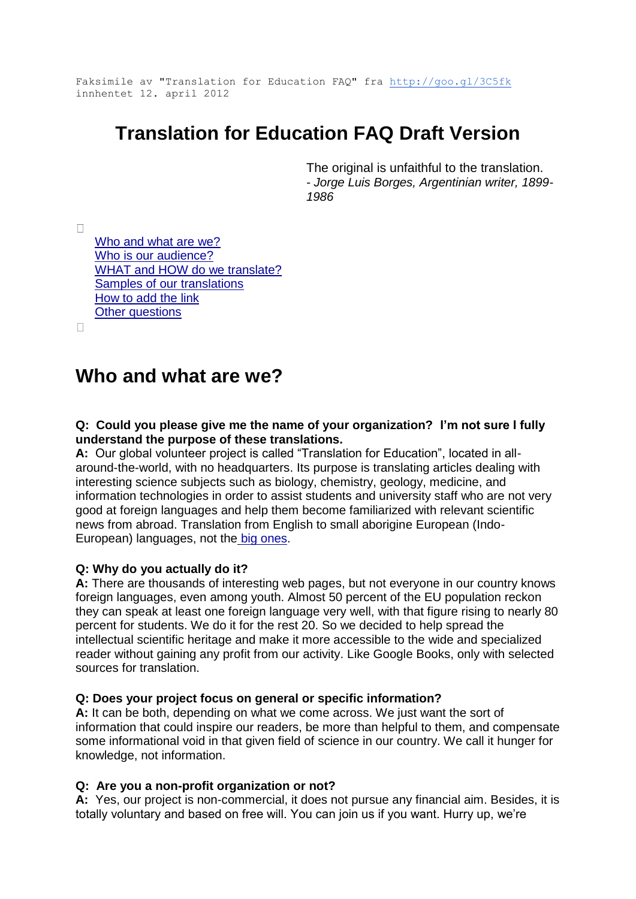Faksimile av "Translation for Education FAQ" fra http://goo.gl/3C5fk innhentet 12. april 2012

# Translation for Education FAQ Draft Version

The original is unfaithful to the translation.
*- Jorge Luis Borges, Argentinian writer, 1899-1986*

- [Who and what are we?](#)
- [Who is our audience?](#)
- [WHAT and HOW do we translate?](#)
- [Samples of our translations](#)
- [How to add the link](#)
- [Other questions](#)

## Who and what are we?

**Q: Could you please give me the name of your organization? I'm not sure I fully understand the purpose of these translations.**
**A:** Our global volunteer project is called "Translation for Education", located in all-around-the-world, with no headquarters. Its purpose is translating articles dealing with interesting science subjects such as biology, chemistry, geology, medicine, and information technologies in order to assist students and university staff who are not very good at foreign languages and help them become familiarized with relevant scientific news from abroad. Translation from English to small aborigine European (Indo-European) languages, not the [big ones](#).

**Q: Why do you actually do it?**
**A:** There are thousands of interesting web pages, but not everyone in our country knows foreign languages, even among youth. Almost 50 percent of the EU population reckon they can speak at least one foreign language very well, with that figure rising to nearly 80 percent for students. We do it for the rest 20. So we decided to help spread the intellectual scientific heritage and make it more accessible to the wide and specialized reader without gaining any profit from our activity. Like Google Books, only with selected sources for translation.

**Q: Does your project focus on general or specific information?**
**A:** It can be both, depending on what we come across. We just want the sort of information that could inspire our readers, be more than helpful to them, and compensate some informational void in that given field of science in our country. We call it hunger for knowledge, not information.

**Q: Are you a non-profit organization or not?**
**A:** Yes, our project is non-commercial, it does not pursue any financial aim. Besides, it is totally voluntary and based on free will. You can join us if you want. Hurry up, we're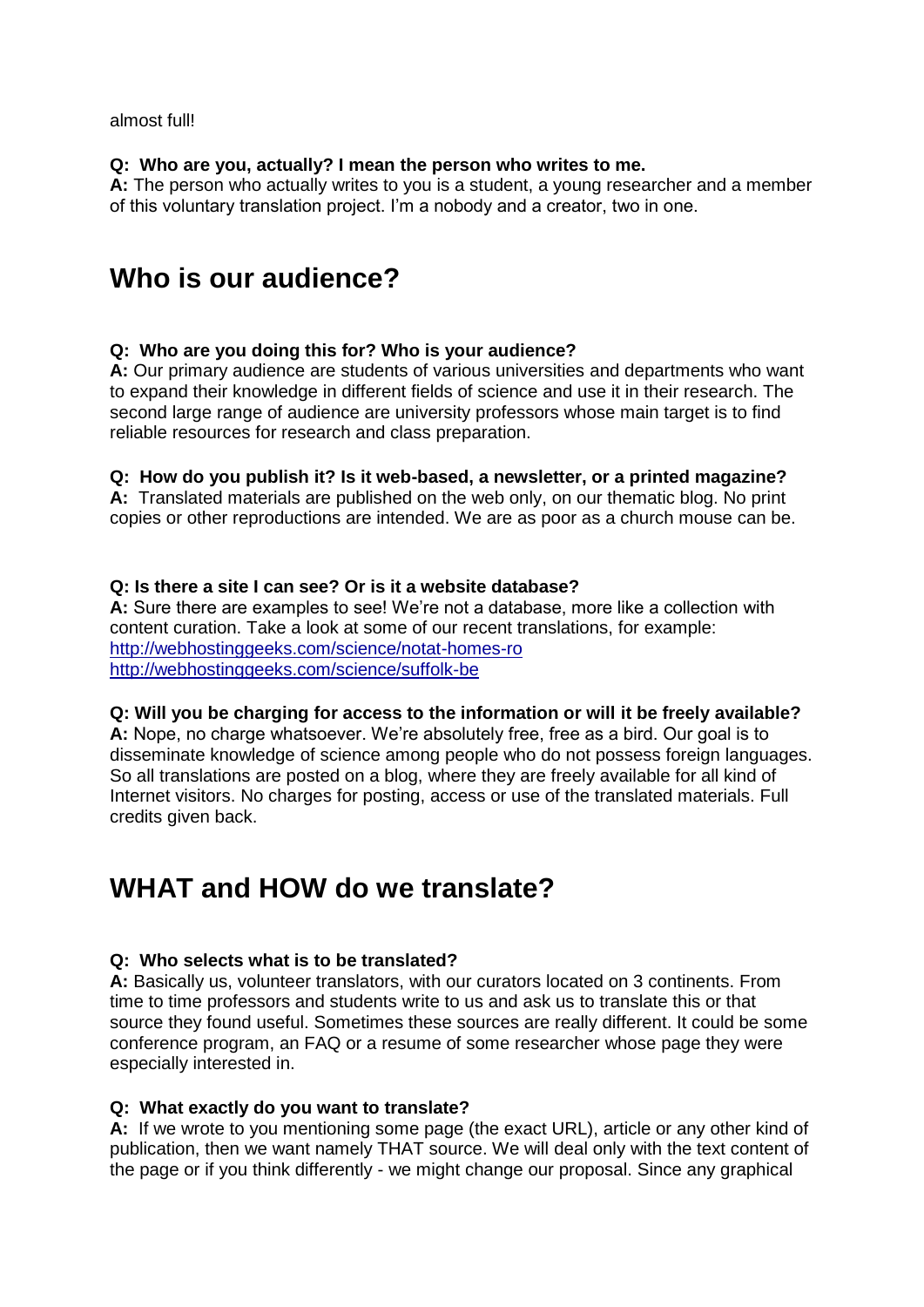almost full!

**Q: Who are you, actually? I mean the person who writes to me.**
**A:** The person who actually writes to you is a student, a young researcher and a member of this voluntary translation project. I'm a nobody and a creator, two in one.

# Who is our audience?

**Q: Who are you doing this for? Who is your audience?**
**A:** Our primary audience are students of various universities and departments who want to expand their knowledge in different fields of science and use it in their research. The second large range of audience are university professors whose main target is to find reliable resources for research and class preparation.

**Q: How do you publish it? Is it web-based, a newsletter, or a printed magazine?**
**A:** Translated materials are published on the web only, on our thematic blog. No print copies or other reproductions are intended. We are as poor as a church mouse can be.

**Q: Is there a site I can see? Or is it a website database?**
**A:** Sure there are examples to see! We're not a database, more like a collection with content curation. Take a look at some of our recent translations, for example:
[http://webhostinggeeks.com/science/notat-homes-ro](http://webhostinggeeks.com/science/notat-homes-ro)
[http://webhostinggeeks.com/science/suffolk-be](http://webhostinggeeks.com/science/suffolk-be)

**Q: Will you be charging for access to the information or will it be freely available?**
**A:** Nope, no charge whatsoever. We're absolutely free, free as a bird. Our goal is to disseminate knowledge of science among people who do not possess foreign languages. So all translations are posted on a blog, where they are freely available for all kind of Internet visitors. No charges for posting, access or use of the translated materials. Full credits given back.

# WHAT and HOW do we translate?

**Q: Who selects what is to be translated?**
**A:** Basically us, volunteer translators, with our curators located on 3 continents. From time to time professors and students write to us and ask us to translate this or that source they found useful. Sometimes these sources are really different. It could be some conference program, an FAQ or a resume of some researcher whose page they were especially interested in.

**Q: What exactly do you want to translate?**
**A:** If we wrote to you mentioning some page (the exact URL), article or any other kind of publication, then we want namely THAT source. We will deal only with the text content of the page or if you think differently - we might change our proposal. Since any graphical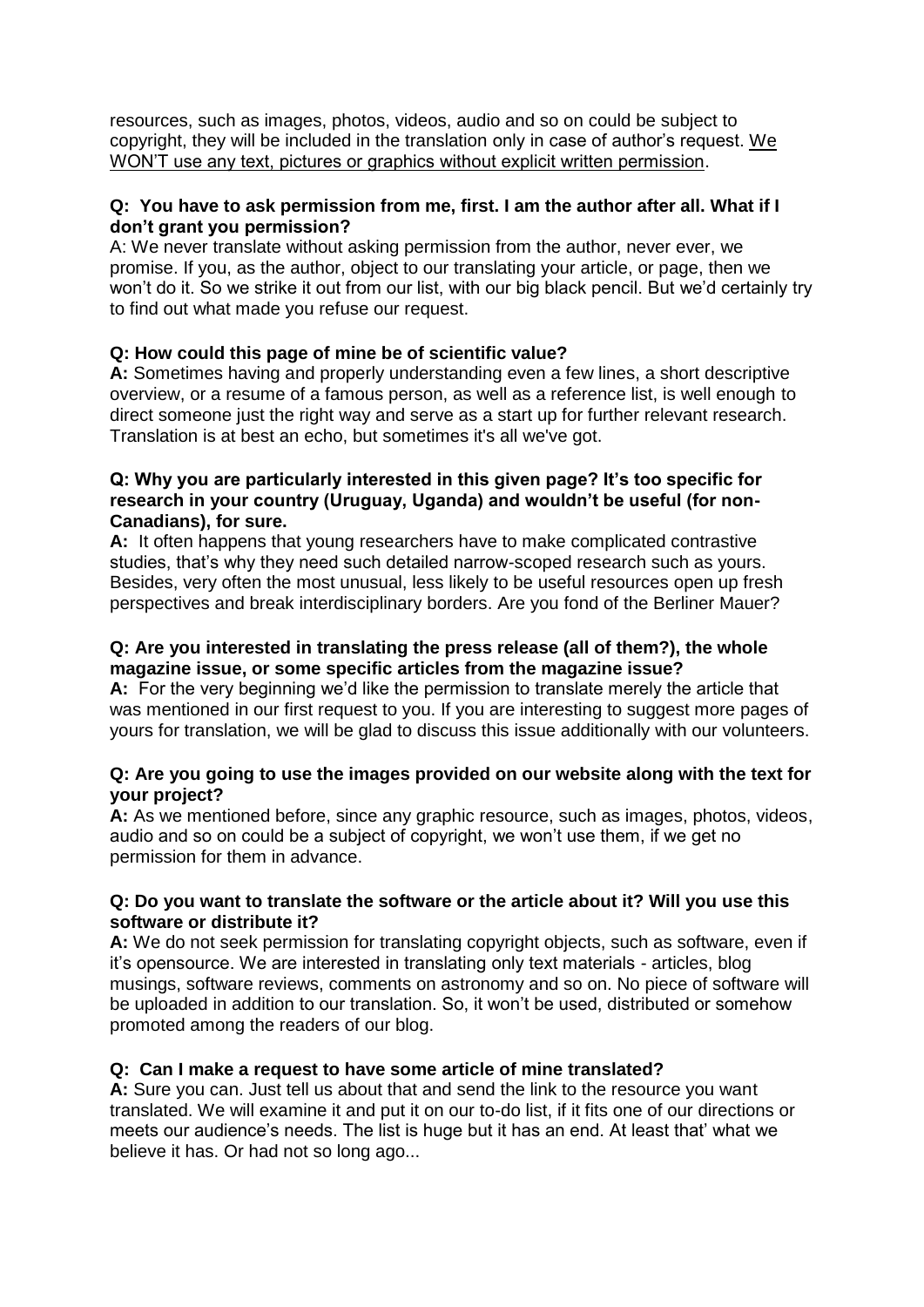resources, such as images, photos, videos, audio and so on could be subject to copyright, they will be included in the translation only in case of author's request. <u>We WON'T use any text, pictures or graphics without explicit written permission</u>.

**Q: You have to ask permission from me, first. I am the author after all. What if I don't grant you permission?**

A: We never translate without asking permission from the author, never ever, we promise. If you, as the author, object to our translating your article, or page, then we won't do it. So we strike it out from our list, with our big black pencil. But we'd certainly try to find out what made you refuse our request.

**Q: How could this page of mine be of scientific value?**

**A:** Sometimes having and properly understanding even a few lines, a short descriptive overview, or a resume of a famous person, as well as a reference list, is well enough to direct someone just the right way and serve as a start up for further relevant research. Translation is at best an echo, but sometimes it's all we've got.

**Q: Why you are particularly interested in this given page? It's too specific for research in your country (Uruguay, Uganda) and wouldn't be useful (for non-Canadians), for sure.**

**A:** It often happens that young researchers have to make complicated contrastive studies, that's why they need such detailed narrow-scoped research such as yours. Besides, very often the most unusual, less likely to be useful resources open up fresh perspectives and break interdisciplinary borders. Are you fond of the Berliner Mauer?

**Q: Are you interested in translating the press release (all of them?), the whole magazine issue, or some specific articles from the magazine issue?**

**A:** For the very beginning we'd like the permission to translate merely the article that was mentioned in our first request to you. If you are interesting to suggest more pages of yours for translation, we will be glad to discuss this issue additionally with our volunteers.

**Q: Are you going to use the images provided on our website along with the text for your project?**

**A:** As we mentioned before, since any graphic resource, such as images, photos, videos, audio and so on could be a subject of copyright, we won't use them, if we get no permission for them in advance.

**Q: Do you want to translate the software or the article about it? Will you use this software or distribute it?**

**A:** We do not seek permission for translating copyright objects, such as software, even if it's opensource. We are interested in translating only text materials - articles, blog musings, software reviews, comments on astronomy and so on. No piece of software will be uploaded in addition to our translation. So, it won't be used, distributed or somehow promoted among the readers of our blog.

**Q: Can I make a request to have some article of mine translated?**

**A:** Sure you can. Just tell us about that and send the link to the resource you want translated. We will examine it and put it on our to-do list, if it fits one of our directions or meets our audience's needs. The list is huge but it has an end. At least that' what we believe it has. Or had not so long ago...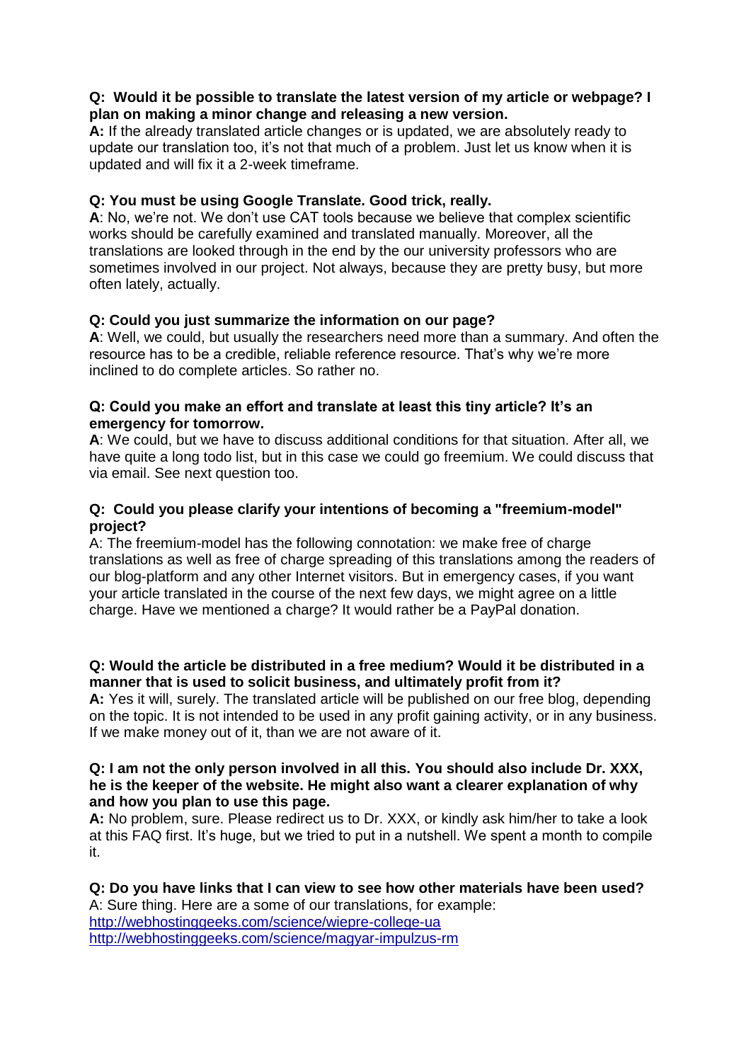**Q: Would it be possible to translate the latest version of my article or webpage? I plan on making a minor change and releasing a new version.**
**A:** If the already translated article changes or is updated, we are absolutely ready to update our translation too, it's not that much of a problem. Just let us know when it is updated and will fix it a 2-week timeframe.

**Q: You must be using Google Translate. Good trick, really.**
**A**: No, we're not. We don't use CAT tools because we believe that complex scientific works should be carefully examined and translated manually. Moreover, all the translations are looked through in the end by the our university professors who are sometimes involved in our project. Not always, because they are pretty busy, but more often lately, actually.

**Q: Could you just summarize the information on our page?**
**A**: Well, we could, but usually the researchers need more than a summary. And often the resource has to be a credible, reliable reference resource. That's why we're more inclined to do complete articles. So rather no.

**Q: Could you make an effort and translate at least this tiny article? It's an emergency for tomorrow.**
**A**: We could, but we have to discuss additional conditions for that situation. After all, we have quite a long todo list, but in this case we could go freemium. We could discuss that via email. See next question too.

**Q: Could you please clarify your intentions of becoming a "freemium-model" project?**
A: The freemium-model has the following connotation: we make free of charge translations as well as free of charge spreading of this translations among the readers of our blog-platform and any other Internet visitors. But in emergency cases, if you want your article translated in the course of the next few days, we might agree on a little charge. Have we mentioned a charge? It would rather be a PayPal donation.

**Q: Would the article be distributed in a free medium? Would it be distributed in a manner that is used to solicit business, and ultimately profit from it?**
**A:** Yes it will, surely. The translated article will be published on our free blog, depending on the topic. It is not intended to be used in any profit gaining activity, or in any business. If we make money out of it, than we are not aware of it.

**Q: I am not the only person involved in all this. You should also include Dr. XXX, he is the keeper of the website. He might also want a clearer explanation of why and how you plan to use this page.**
**A:** No problem, sure. Please redirect us to Dr. XXX, or kindly ask him/her to take a look at this FAQ first. It's huge, but we tried to put in a nutshell. We spent a month to compile it.

**Q: Do you have links that I can view to see how other materials have been used?**
A: Sure thing. Here are a some of our translations, for example:
http://webhostinggeeks.com/science/wiepre-college-ua
http://webhostinggeeks.com/science/magyar-impulzus-rm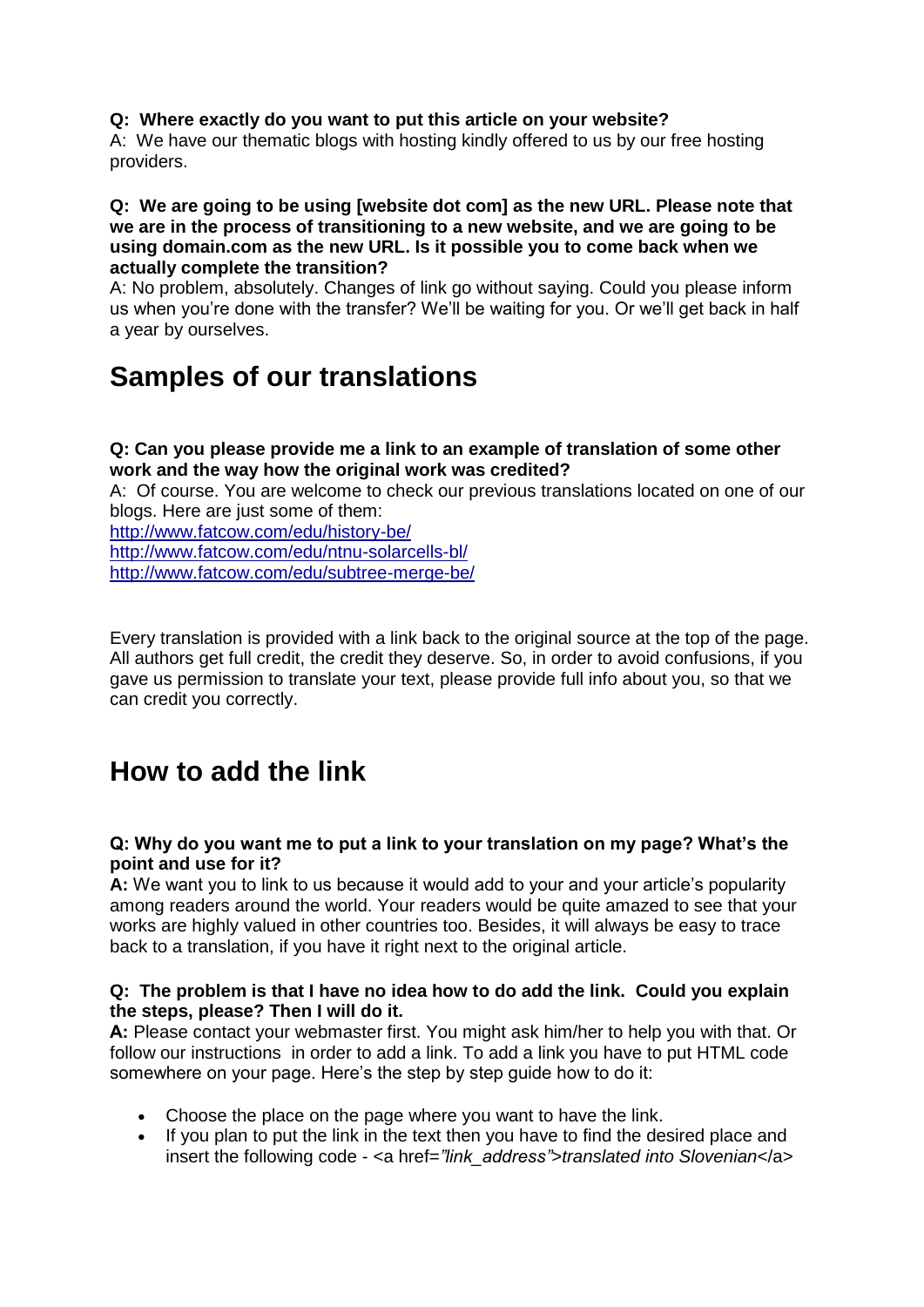**Q: Where exactly do you want to put this article on your website?**
A: We have our thematic blogs with hosting kindly offered to us by our free hosting providers.

**Q: We are going to be using [website dot com] as the new URL. Please note that we are in the process of transitioning to a new website, and we are going to be using domain.com as the new URL. Is it possible you to come back when we actually complete the transition?**
A: No problem, absolutely. Changes of link go without saying. Could you please inform us when you're done with the transfer? We'll be waiting for you. Or we'll get back in half a year by ourselves.

## Samples of our translations

**Q: Can you please provide me a link to an example of translation of some other work and the way how the original work was credited?**
A: Of course. You are welcome to check our previous translations located on one of our blogs. Here are just some of them:
http://www.fatcow.com/edu/history-be/
http://www.fatcow.com/edu/ntnu-solarcells-bl/
http://www.fatcow.com/edu/subtree-merge-be/

Every translation is provided with a link back to the original source at the top of the page. All authors get full credit, the credit they deserve. So, in order to avoid confusions, if you gave us permission to translate your text, please provide full info about you, so that we can credit you correctly.

## How to add the link

**Q: Why do you want me to put a link to your translation on my page? What's the point and use for it?**
**A:** We want you to link to us because it would add to your and your article's popularity among readers around the world. Your readers would be quite amazed to see that your works are highly valued in other countries too. Besides, it will always be easy to trace back to a translation, if you have it right next to the original article.

**Q: The problem is that I have no idea how to do add the link. Could you explain the steps, please? Then I will do it.**
**A:** Please contact your webmaster first. You might ask him/her to help you with that. Or follow our instructions in order to add a link. To add a link you have to put HTML code somewhere on your page. Here's the step by step guide how to do it:

- Choose the place on the page where you want to have the link.
- If you plan to put the link in the text then you have to find the desired place and insert the following code - <a href=*"link_address"*>*translated into Slovenian*</a>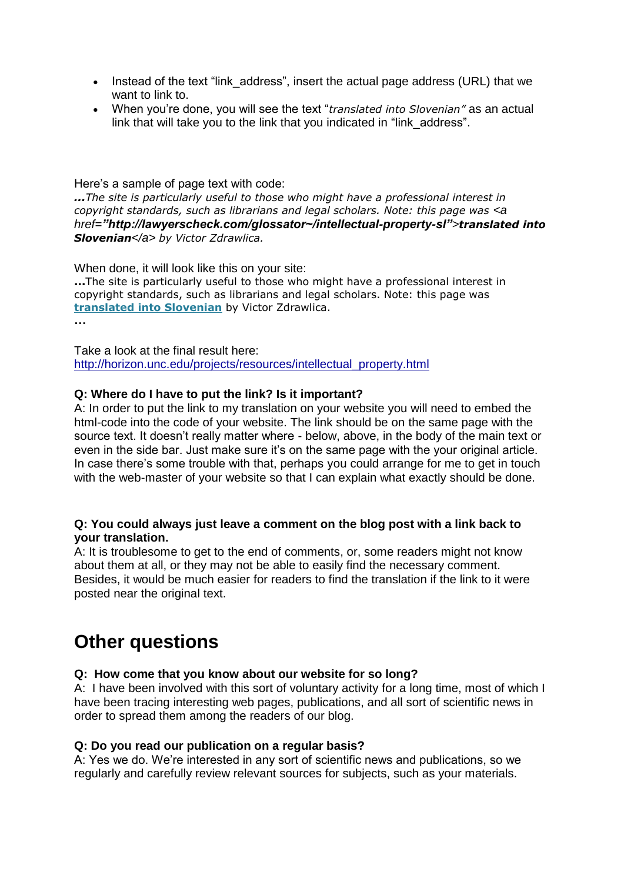- Instead of the text “link_address”, insert the actual page address (URL) that we want to link to.
- When you’re done, you will see the text “*translated into Slovenian”* as an actual link that will take you to the link that you indicated in “link_address”.

Here’s a sample of page text with code:

***...****The site is particularly useful to those who might have a professional interest in copyright standards, such as librarians and legal scholars. Note: this page was <a href=****”http://lawyerscheck.com/glossator~/intellectual-property-sl”****>****translated into Slovenian****</a> by Victor Zdrawlica.*

When done, it will look like this on your site:

**...**The site is particularly useful to those who might have a professional interest in copyright standards, such as librarians and legal scholars. Note: this page was **translated into Slovenian** by Victor Zdrawlica.

**...**

Take a look at the final result here:
http://horizon.unc.edu/projects/resources/intellectual_property.html

**Q: Where do I have to put the link? Is it important?**

A: In order to put the link to my translation on your website you will need to embed the html-code into the code of your website. The link should be on the same page with the source text. It doesn’t really matter where - below, above, in the body of the main text or even in the side bar. Just make sure it’s on the same page with the your original article. In case there’s some trouble with that, perhaps you could arrange for me to get in touch with the web-master of your website so that I can explain what exactly should be done.

**Q: You could always just leave a comment on the blog post with a link back to your translation.**

A: It is troublesome to get to the end of comments, or, some readers might not know about them at all, or they may not be able to easily find the necessary comment. Besides, it would be much easier for readers to find the translation if the link to it were posted near the original text.

# Other questions

**Q: How come that you know about our website for so long?**

A: I have been involved with this sort of voluntary activity for a long time, most of which I have been tracing interesting web pages, publications, and all sort of scientific news in order to spread them among the readers of our blog.

**Q: Do you read our publication on a regular basis?**

A: Yes we do. We’re interested in any sort of scientific news and publications, so we regularly and carefully review relevant sources for subjects, such as your materials.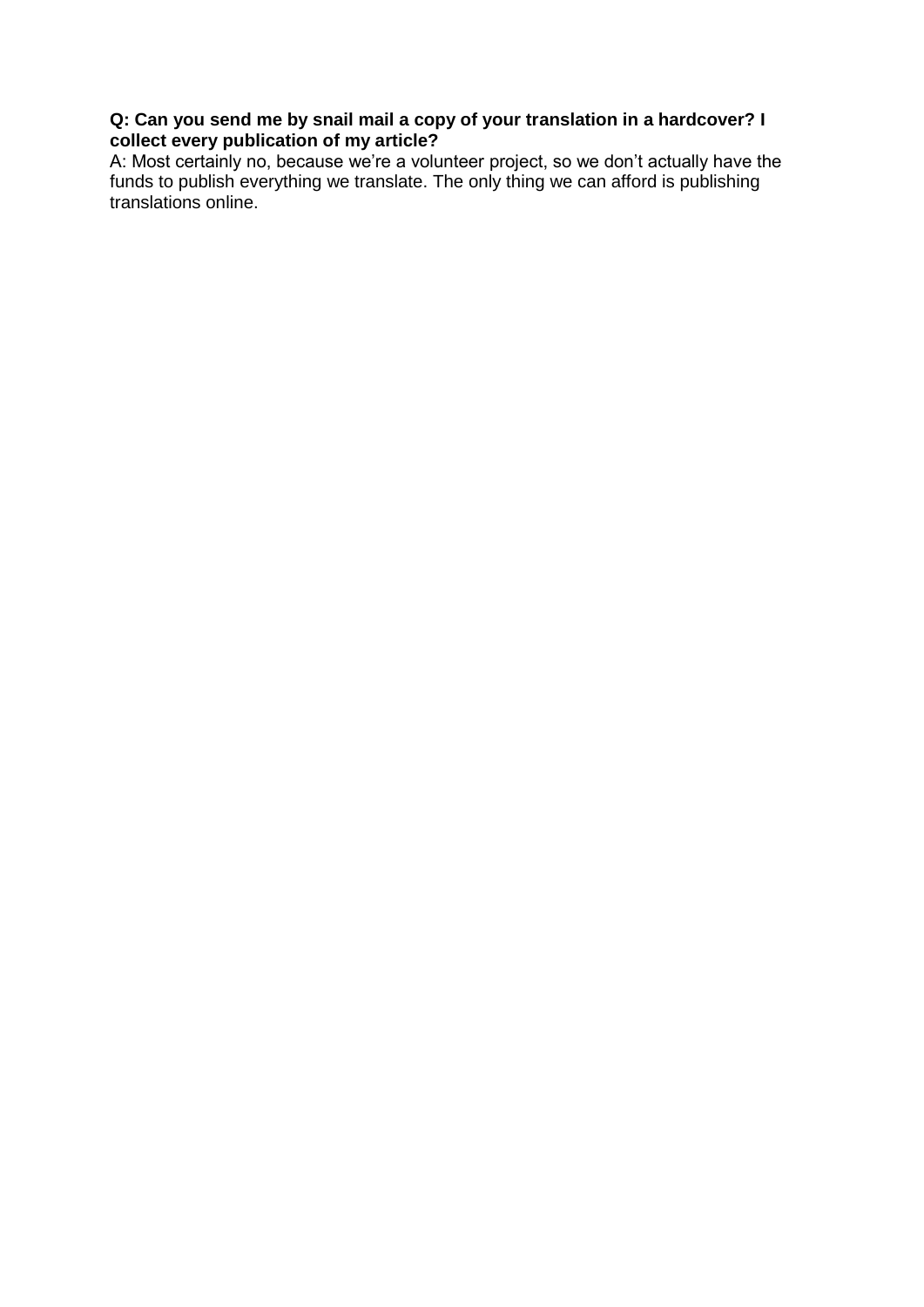**Q: Can you send me by snail mail a copy of your translation in a hardcover? I collect every publication of my article?**

A: Most certainly no, because we’re a volunteer project, so we don’t actually have the funds to publish everything we translate. The only thing we can afford is publishing translations online.